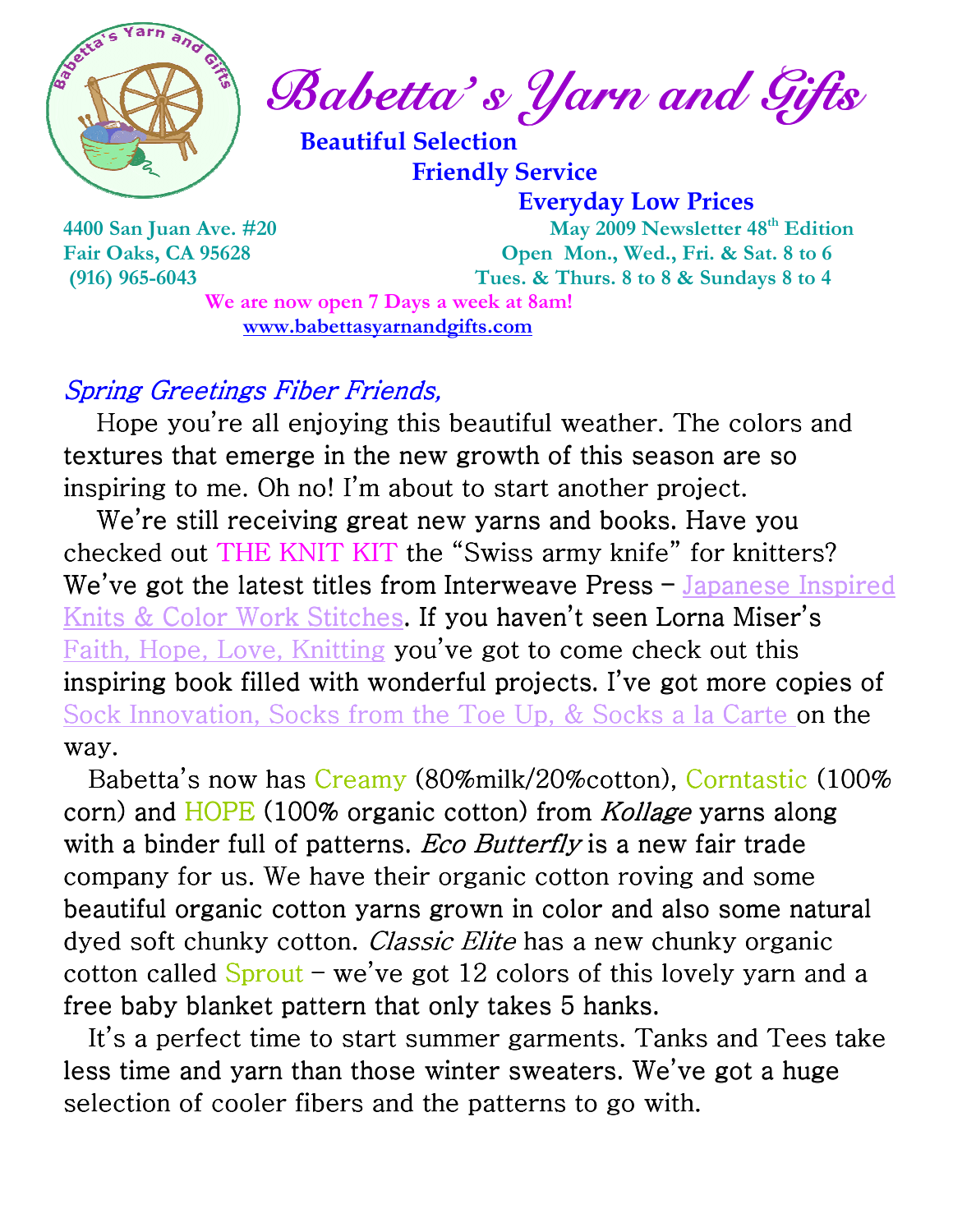# Babetta's Yarn and Gifts

**Beautiful Selection**
**Friendly Service**
**Everyday Low Prices**

**4400 San Juan Ave. #20**
**Fair Oaks, CA 95628**
**(916) 965-6043**

**May 2009 Newsletter 48th Edition**
**Open Mon., Wed., Fri. & Sat. 8 to 6**
**Tues. & Thurs. 8 to 8 & Sundays 8 to 4**

**We are now open 7 Days a week at 8am!**
**www.babettasyarnandgifts.com**

*Spring Greetings Fiber Friends,*

Hope you're all enjoying this beautiful weather. The colors and textures that emerge in the new growth of this season are so inspiring to me. Oh no! I'm about to start another project.

We're still receiving great new yarns and books. Have you checked out THE KNIT KIT the "Swiss army knife" for knitters? We've got the latest titles from Interweave Press – Japanese Inspired Knits & Color Work Stitches. If you haven't seen Lorna Miser's Faith, Hope, Love, Knitting you've got to come check out this inspiring book filled with wonderful projects. I've got more copies of Sock Innovation, Socks from the Toe Up, & Socks a la Carte on the way.

Babetta's now has Creamy (80%milk/20%cotton), Corntastic (100% corn) and HOPE (100% organic cotton) from *Kollage* yarns along with a binder full of patterns. *Eco Butterfly* is a new fair trade company for us. We have their organic cotton roving and some beautiful organic cotton yarns grown in color and also some natural dyed soft chunky cotton. *Classic Elite* has a new chunky organic cotton called Sprout – we've got 12 colors of this lovely yarn and a free baby blanket pattern that only takes 5 hanks.

It's a perfect time to start summer garments. Tanks and Tees take less time and yarn than those winter sweaters. We've got a huge selection of cooler fibers and the patterns to go with.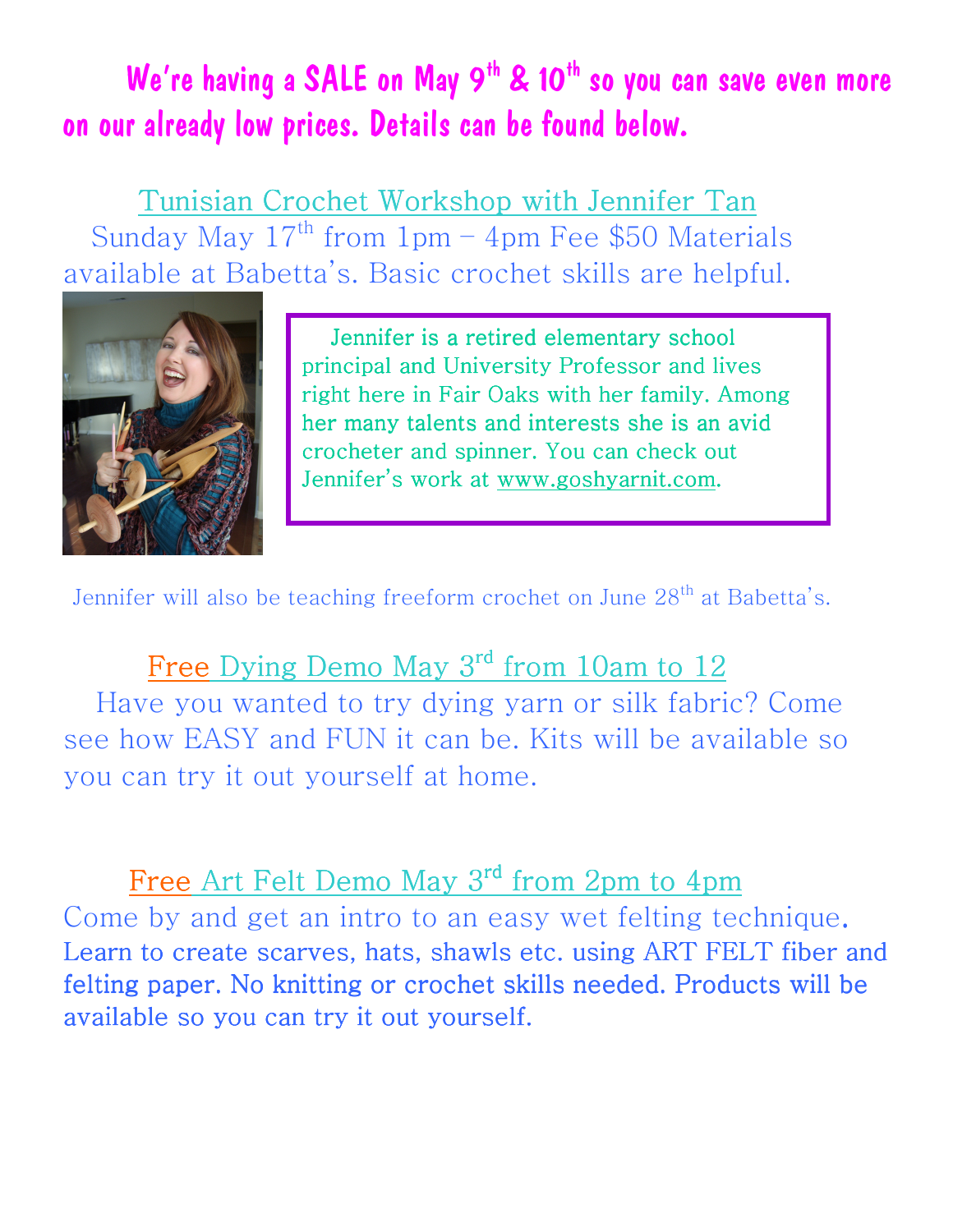**We're having a SALE on May 9th & 10th so you can save even more on our already low prices. Details can be found below.**

## Tunisian Crochet Workshop with Jennifer Tan

Sunday May 17th from 1pm – 4pm Fee $50 Materials available at Babetta's. Basic crochet skills are helpful.

Jennifer is a retired elementary school principal and University Professor and lives right here in Fair Oaks with her family. Among her many talents and interests she is an avid crocheter and spinner. You can check out Jennifer's work at www.goshyarnit.com.

Jennifer will also be teaching freeform crochet on June 28th at Babetta's.

## Free Dying Demo May 3rd from 10am to 12

Have you wanted to try dying yarn or silk fabric? Come see how EASY and FUN it can be. Kits will be available so you can try it out yourself at home.

## Free Art Felt Demo May 3rd from 2pm to 4pm

Come by and get an intro to an easy wet felting technique. Learn to create scarves, hats, shawls etc. using ART FELT fiber and felting paper. No knitting or crochet skills needed. Products will be available so you can try it out yourself.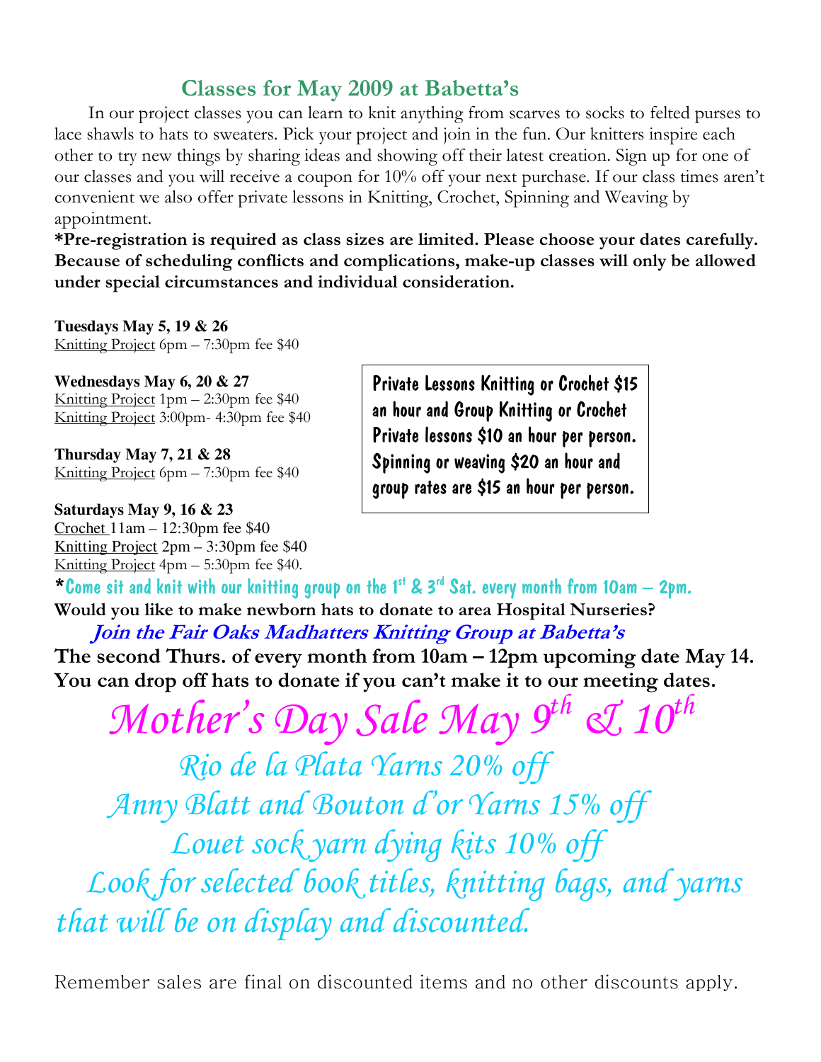## Classes for May 2009 at Babetta's

In our project classes you can learn to knit anything from scarves to socks to felted purses to lace shawls to hats to sweaters. Pick your project and join in the fun. Our knitters inspire each other to try new things by sharing ideas and showing off their latest creation. Sign up for one of our classes and you will receive a coupon for 10% off your next purchase. If our class times aren't convenient we also offer private lessons in Knitting, Crochet, Spinning and Weaving by appointment.

**\*Pre-registration is required as class sizes are limited. Please choose your dates carefully. Because of scheduling conflicts and complications, make-up classes will only be allowed under special circumstances and individual consideration.**

**Tuesdays May 5, 19 & 26**
Knitting Project 6pm – 7:30pm fee $40

**Wednesdays May 6, 20 & 27**
Knitting Project 1pm – 2:30pm fee $40
Knitting Project 3:00pm- 4:30pm fee $40

**Thursday May 7, 21 & 28**
Knitting Project 6pm – 7:30pm fee $40

**Saturdays May 9, 16 & 23**
Crochet 11am – 12:30pm fee $40
Knitting Project 2pm – 3:30pm fee $40
Knitting Project 4pm – 5:30pm fee $40.

Private Lessons Knitting or Crochet $15 an hour and Group Knitting or Crochet Private lessons $10 an hour per person. Spinning or weaving $20 an hour and group rates are $15 an hour per person.

\*Come sit and knit with our knitting group on the 1st & 3rd Sat. every month from 10am – 2pm.

**Would you like to make newborn hats to donate to area Hospital Nurseries?**

***Join the Fair Oaks Madhatters Knitting Group at Babetta's***

**The second Thurs. of every month from 10am – 12pm upcoming date May 14. You can drop off hats to donate if you can't make it to our meeting dates.**

# *Mother's Day Sale May 9th & 10th*

*Rio de la Plata Yarns 20% off*

*Anny Blatt and Bouton d'or Yarns 15% off*

*Louet sock yarn dying kits 10% off*

*Look for selected book titles, knitting bags, and yarns that will be on display and discounted.*

Remember sales are final on discounted items and no other discounts apply.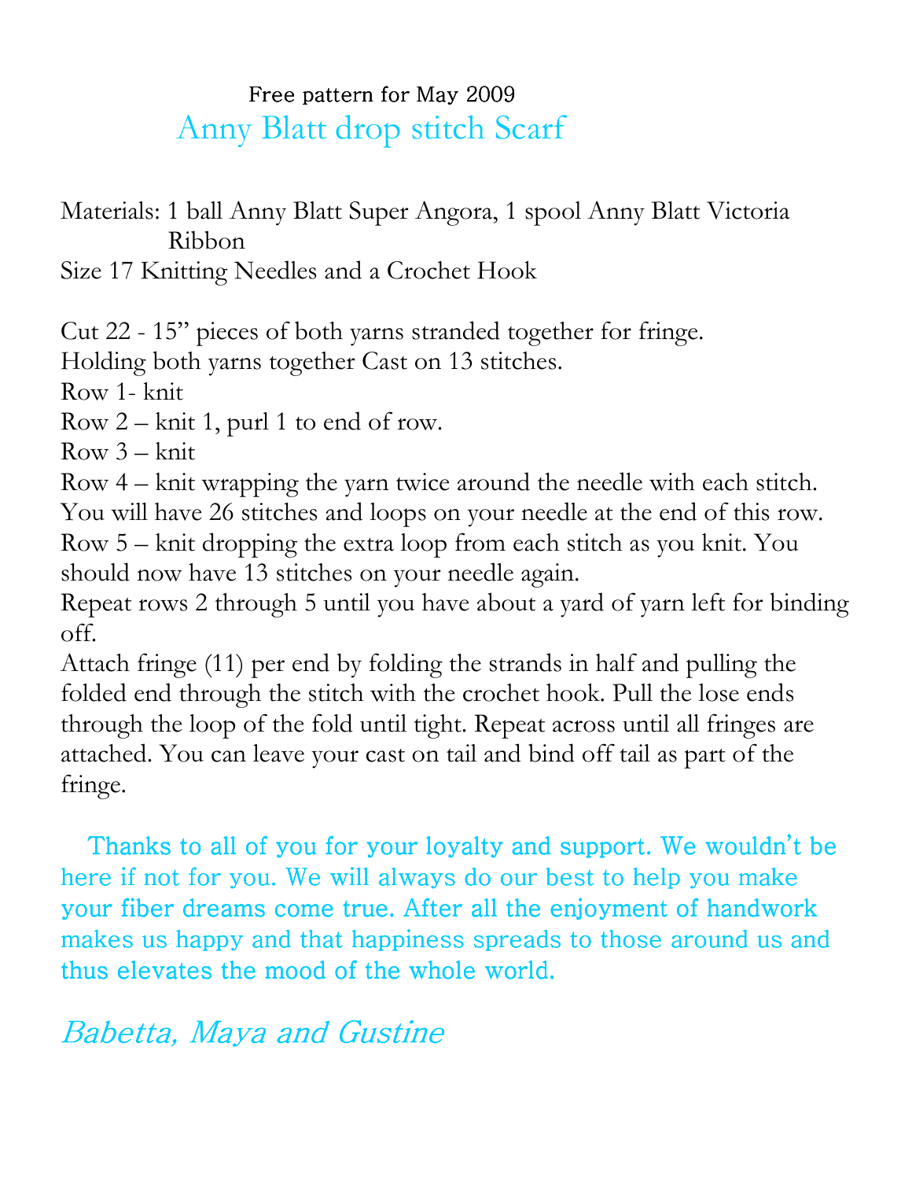Free pattern for May 2009

# Anny Blatt drop stitch Scarf

Materials: 1 ball Anny Blatt Super Angora, 1 spool Anny Blatt Victoria Ribbon

Size 17 Knitting Needles and a Crochet Hook

Cut 22 - 15" pieces of both yarns stranded together for fringe.

Holding both yarns together Cast on 13 stitches.

Row 1- knit

Row 2 – knit 1, purl 1 to end of row.

Row 3 – knit

Row 4 – knit wrapping the yarn twice around the needle with each stitch. You will have 26 stitches and loops on your needle at the end of this row.

Row 5 – knit dropping the extra loop from each stitch as you knit. You should now have 13 stitches on your needle again.

Repeat rows 2 through 5 until you have about a yard of yarn left for binding off.

Attach fringe (11) per end by folding the strands in half and pulling the folded end through the stitch with the crochet hook. Pull the lose ends through the loop of the fold until tight. Repeat across until all fringes are attached. You can leave your cast on tail and bind off tail as part of the fringe.

Thanks to all of you for your loyalty and support. We wouldn't be here if not for you. We will always do our best to help you make your fiber dreams come true. After all the enjoyment of handwork makes us happy and that happiness spreads to those around us and thus elevates the mood of the whole world.

*Babetta, Maya and Gustine*